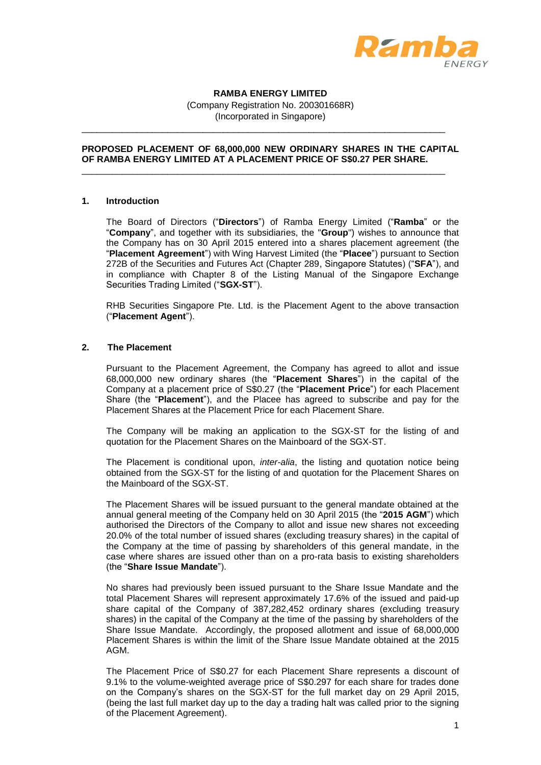**RAMBA ENERGY LIMITED**
(Company Registration No. 200301668R)
(Incorporated in Singapore)

---

**PROPOSED PLACEMENT OF 68,000,000 NEW ORDINARY SHARES IN THE CAPITAL OF RAMBA ENERGY LIMITED AT A PLACEMENT PRICE OF S$0.27 PER SHARE.**

---

## 1. Introduction

The Board of Directors ("**Directors**") of Ramba Energy Limited ("**Ramba**" or the "**Company**", and together with its subsidiaries, the "**Group**") wishes to announce that the Company has on 30 April 2015 entered into a shares placement agreement (the "**Placement Agreement**") with Wing Harvest Limited (the "**Placee**") pursuant to Section 272B of the Securities and Futures Act (Chapter 289, Singapore Statutes) ("**SFA**"), and in compliance with Chapter 8 of the Listing Manual of the Singapore Exchange Securities Trading Limited ("**SGX-ST**").

RHB Securities Singapore Pte. Ltd. is the Placement Agent to the above transaction ("**Placement Agent**").

## 2. The Placement

Pursuant to the Placement Agreement, the Company has agreed to allot and issue 68,000,000 new ordinary shares (the "**Placement Shares**") in the capital of the Company at a placement price of S$0.27 (the "**Placement Price**") for each Placement Share (the "**Placement**"), and the Placee has agreed to subscribe and pay for the Placement Shares at the Placement Price for each Placement Share.

The Company will be making an application to the SGX-ST for the listing of and quotation for the Placement Shares on the Mainboard of the SGX-ST.

The Placement is conditional upon, *inter-alia*, the listing and quotation notice being obtained from the SGX-ST for the listing of and quotation for the Placement Shares on the Mainboard of the SGX-ST.

The Placement Shares will be issued pursuant to the general mandate obtained at the annual general meeting of the Company held on 30 April 2015 (the "**2015 AGM**") which authorised the Directors of the Company to allot and issue new shares not exceeding 20.0% of the total number of issued shares (excluding treasury shares) in the capital of the Company at the time of passing by shareholders of this general mandate, in the case where shares are issued other than on a pro-rata basis to existing shareholders (the "**Share Issue Mandate**").

No shares had previously been issued pursuant to the Share Issue Mandate and the total Placement Shares will represent approximately 17.6% of the issued and paid-up share capital of the Company of 387,282,452 ordinary shares (excluding treasury shares) in the capital of the Company at the time of the passing by shareholders of the Share Issue Mandate. Accordingly, the proposed allotment and issue of 68,000,000 Placement Shares is within the limit of the Share Issue Mandate obtained at the 2015 AGM.

The Placement Price of S$0.27 for each Placement Share represents a discount of 9.1% to the volume-weighted average price of S$0.297 for each share for trades done on the Company's shares on the SGX-ST for the full market day on 29 April 2015, (being the last full market day up to the day a trading halt was called prior to the signing of the Placement Agreement).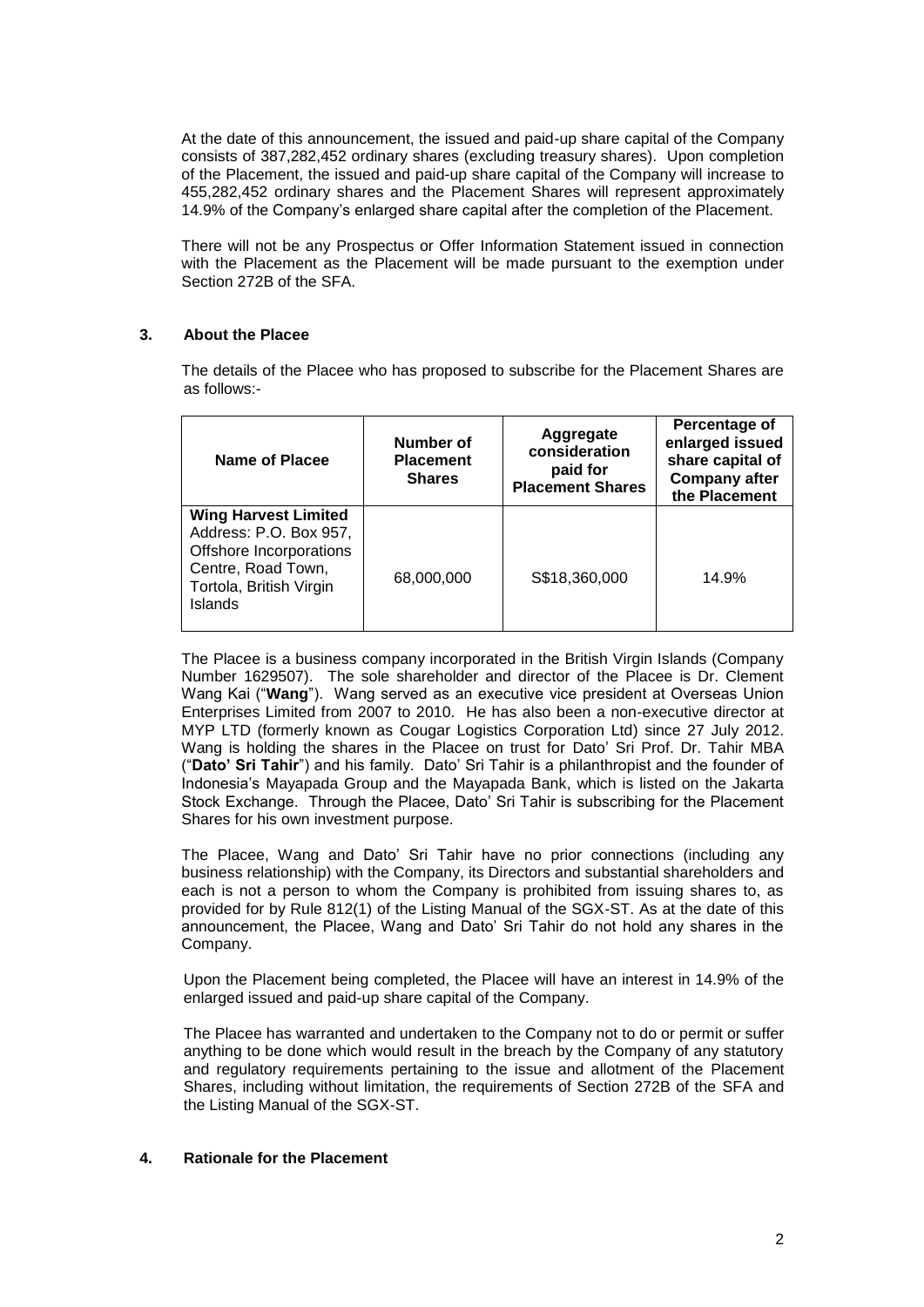At the date of this announcement, the issued and paid-up share capital of the Company consists of 387,282,452 ordinary shares (excluding treasury shares). Upon completion of the Placement, the issued and paid-up share capital of the Company will increase to 455,282,452 ordinary shares and the Placement Shares will represent approximately 14.9% of the Company's enlarged share capital after the completion of the Placement.

There will not be any Prospectus or Offer Information Statement issued in connection with the Placement as the Placement will be made pursuant to the exemption under Section 272B of the SFA.

## 3. About the Placee

The details of the Placee who has proposed to subscribe for the Placement Shares are as follows:-

| Name of Placee | Number of Placement Shares | Aggregate consideration paid for Placement Shares | Percentage of enlarged issued share capital of Company after the Placement |
|---|---|---|---|
| **Wing Harvest Limited** Address: P.O. Box 957, Offshore Incorporations Centre, Road Town, Tortola, British Virgin Islands | 68,000,000 | S$18,360,000 | 14.9% |

The Placee is a business company incorporated in the British Virgin Islands (Company Number 1629507). The sole shareholder and director of the Placee is Dr. Clement Wang Kai ("**Wang**"). Wang served as an executive vice president at Overseas Union Enterprises Limited from 2007 to 2010. He has also been a non-executive director at MYP LTD (formerly known as Cougar Logistics Corporation Ltd) since 27 July 2012. Wang is holding the shares in the Placee on trust for Dato' Sri Prof. Dr. Tahir MBA ("**Dato' Sri Tahir**") and his family. Dato' Sri Tahir is a philanthropist and the founder of Indonesia's Mayapada Group and the Mayapada Bank, which is listed on the Jakarta Stock Exchange. Through the Placee, Dato' Sri Tahir is subscribing for the Placement Shares for his own investment purpose.

The Placee, Wang and Dato' Sri Tahir have no prior connections (including any business relationship) with the Company, its Directors and substantial shareholders and each is not a person to whom the Company is prohibited from issuing shares to, as provided for by Rule 812(1) of the Listing Manual of the SGX-ST. As at the date of this announcement, the Placee, Wang and Dato' Sri Tahir do not hold any shares in the Company.

Upon the Placement being completed, the Placee will have an interest in 14.9% of the enlarged issued and paid-up share capital of the Company.

The Placee has warranted and undertaken to the Company not to do or permit or suffer anything to be done which would result in the breach by the Company of any statutory and regulatory requirements pertaining to the issue and allotment of the Placement Shares, including without limitation, the requirements of Section 272B of the SFA and the Listing Manual of the SGX-ST.

## 4. Rationale for the Placement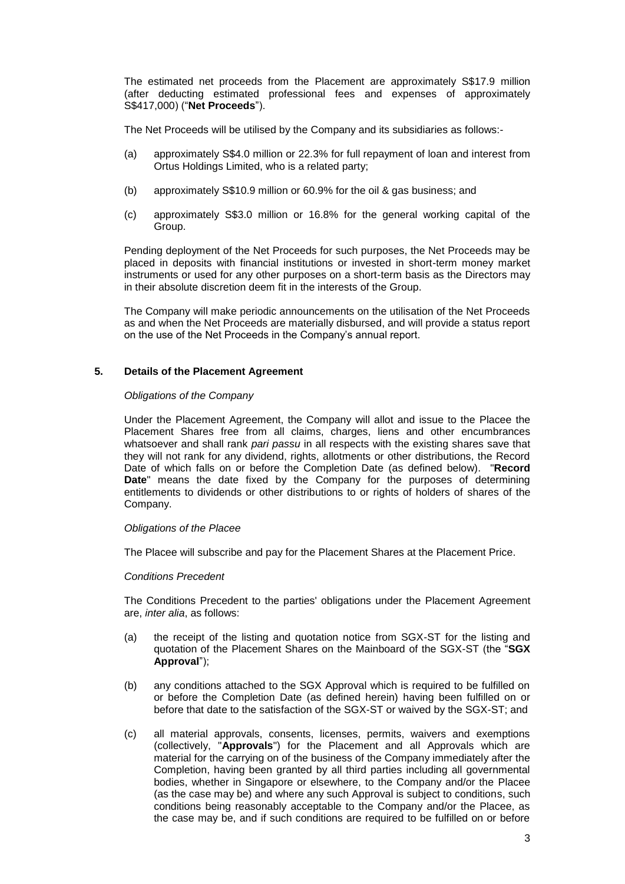The estimated net proceeds from the Placement are approximately S$17.9 million (after deducting estimated professional fees and expenses of approximately S$417,000) ("**Net Proceeds**").

The Net Proceeds will be utilised by the Company and its subsidiaries as follows:-

(a) approximately S$4.0 million or 22.3% for full repayment of loan and interest from Ortus Holdings Limited, who is a related party;

(b) approximately S$10.9 million or 60.9% for the oil & gas business; and

(c) approximately S$3.0 million or 16.8% for the general working capital of the Group.

Pending deployment of the Net Proceeds for such purposes, the Net Proceeds may be placed in deposits with financial institutions or invested in short-term money market instruments or used for any other purposes on a short-term basis as the Directors may in their absolute discretion deem fit in the interests of the Group.

The Company will make periodic announcements on the utilisation of the Net Proceeds as and when the Net Proceeds are materially disbursed, and will provide a status report on the use of the Net Proceeds in the Company's annual report.

## 5. Details of the Placement Agreement

*Obligations of the Company*

Under the Placement Agreement, the Company will allot and issue to the Placee the Placement Shares free from all claims, charges, liens and other encumbrances whatsoever and shall rank *pari passu* in all respects with the existing shares save that they will not rank for any dividend, rights, allotments or other distributions, the Record Date of which falls on or before the Completion Date (as defined below). "**Record Date**" means the date fixed by the Company for the purposes of determining entitlements to dividends or other distributions to or rights of holders of shares of the Company.

*Obligations of the Placee*

The Placee will subscribe and pay for the Placement Shares at the Placement Price.

*Conditions Precedent*

The Conditions Precedent to the parties' obligations under the Placement Agreement are, *inter alia*, as follows:

(a) the receipt of the listing and quotation notice from SGX-ST for the listing and quotation of the Placement Shares on the Mainboard of the SGX-ST (the "**SGX Approval**");

(b) any conditions attached to the SGX Approval which is required to be fulfilled on or before the Completion Date (as defined herein) having been fulfilled on or before that date to the satisfaction of the SGX-ST or waived by the SGX-ST; and

(c) all material approvals, consents, licenses, permits, waivers and exemptions (collectively, "**Approvals**") for the Placement and all Approvals which are material for the carrying on of the business of the Company immediately after the Completion, having been granted by all third parties including all governmental bodies, whether in Singapore or elsewhere, to the Company and/or the Placee (as the case may be) and where any such Approval is subject to conditions, such conditions being reasonably acceptable to the Company and/or the Placee, as the case may be, and if such conditions are required to be fulfilled on or before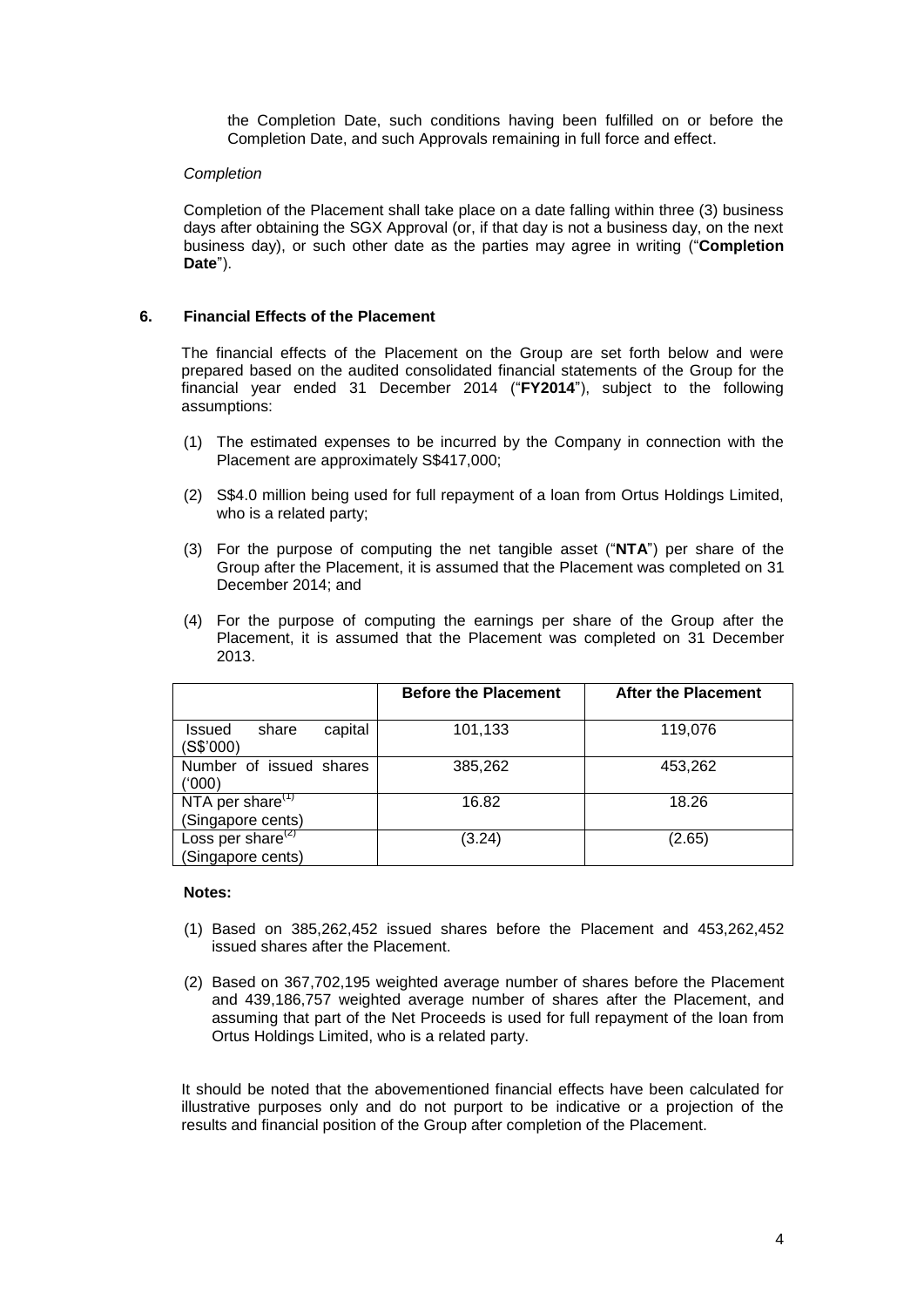the Completion Date, such conditions having been fulfilled on or before the Completion Date, and such Approvals remaining in full force and effect.

*Completion*

Completion of the Placement shall take place on a date falling within three (3) business days after obtaining the SGX Approval (or, if that day is not a business day, on the next business day), or such other date as the parties may agree in writing ("**Completion Date**").

**6. Financial Effects of the Placement**

The financial effects of the Placement on the Group are set forth below and were prepared based on the audited consolidated financial statements of the Group for the financial year ended 31 December 2014 ("**FY2014**"), subject to the following assumptions:

(1) The estimated expenses to be incurred by the Company in connection with the Placement are approximately S$417,000;

(2) S$4.0 million being used for full repayment of a loan from Ortus Holdings Limited, who is a related party;

(3) For the purpose of computing the net tangible asset ("**NTA**") per share of the Group after the Placement, it is assumed that the Placement was completed on 31 December 2014; and

(4) For the purpose of computing the earnings per share of the Group after the Placement, it is assumed that the Placement was completed on 31 December 2013.

| | **Before the Placement** | **After the Placement** |
|---|---|---|
| Issued share capital (S$'000) | 101,133 | 119,076 |
| Number of issued shares ('000) | 385,262 | 453,262 |
| NTA per share[(1)] (Singapore cents) | 16.82 | 18.26 |
| Loss per share[(2)] (Singapore cents) | (3.24) | (2.65) |

**Notes:**

(1) Based on 385,262,452 issued shares before the Placement and 453,262,452 issued shares after the Placement.

(2) Based on 367,702,195 weighted average number of shares before the Placement and 439,186,757 weighted average number of shares after the Placement, and assuming that part of the Net Proceeds is used for full repayment of the loan from Ortus Holdings Limited, who is a related party.

It should be noted that the abovementioned financial effects have been calculated for illustrative purposes only and do not purport to be indicative or a projection of the results and financial position of the Group after completion of the Placement.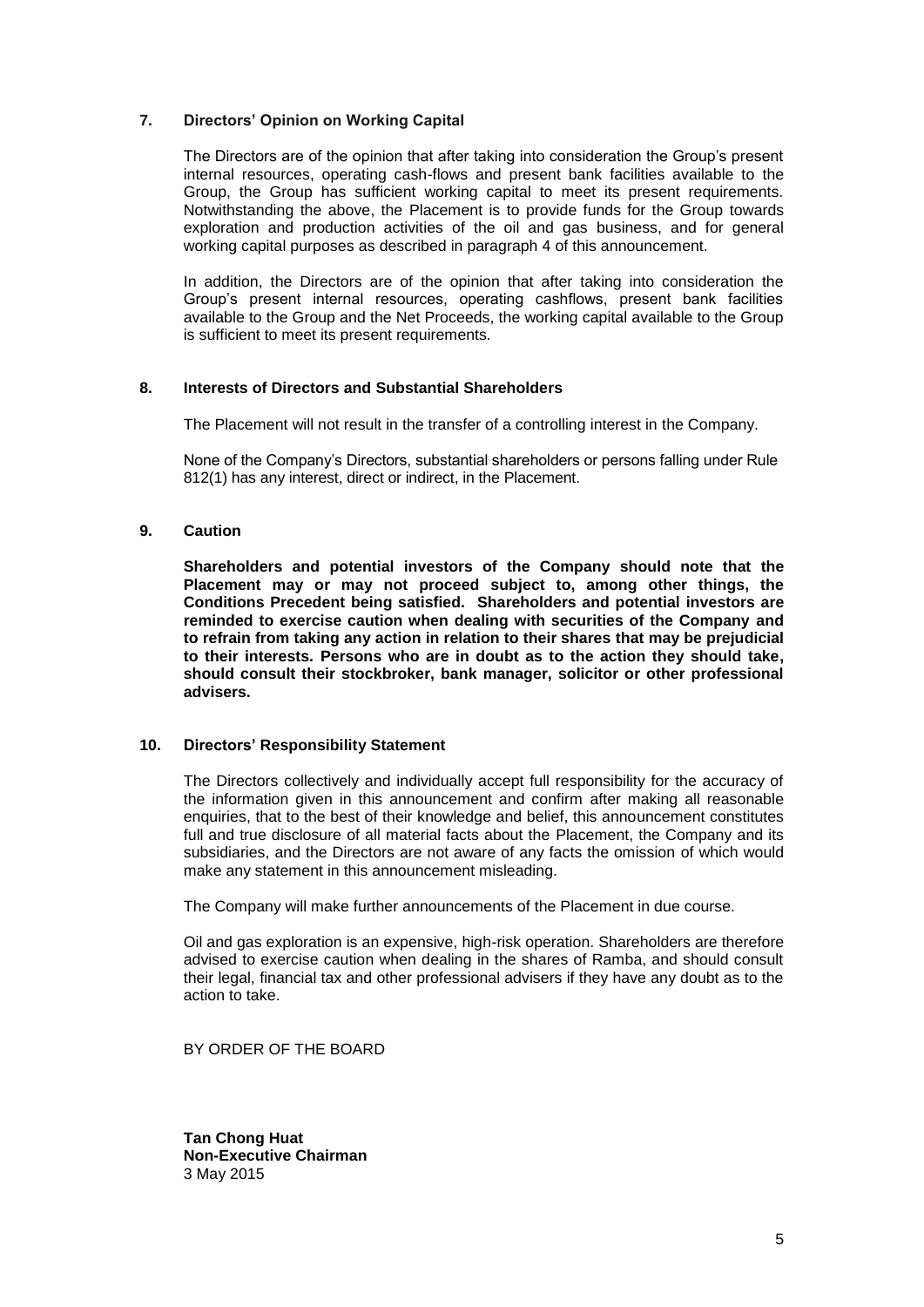## 7. Directors' Opinion on Working Capital

The Directors are of the opinion that after taking into consideration the Group's present internal resources, operating cash-flows and present bank facilities available to the Group, the Group has sufficient working capital to meet its present requirements. Notwithstanding the above, the Placement is to provide funds for the Group towards exploration and production activities of the oil and gas business, and for general working capital purposes as described in paragraph 4 of this announcement.

In addition, the Directors are of the opinion that after taking into consideration the Group's present internal resources, operating cashflows, present bank facilities available to the Group and the Net Proceeds, the working capital available to the Group is sufficient to meet its present requirements.

## 8. Interests of Directors and Substantial Shareholders

The Placement will not result in the transfer of a controlling interest in the Company.

None of the Company's Directors, substantial shareholders or persons falling under Rule 812(1) has any interest, direct or indirect, in the Placement.

## 9. Caution

**Shareholders and potential investors of the Company should note that the Placement may or may not proceed subject to, among other things, the Conditions Precedent being satisfied. Shareholders and potential investors are reminded to exercise caution when dealing with securities of the Company and to refrain from taking any action in relation to their shares that may be prejudicial to their interests. Persons who are in doubt as to the action they should take, should consult their stockbroker, bank manager, solicitor or other professional advisers.**

## 10. Directors' Responsibility Statement

The Directors collectively and individually accept full responsibility for the accuracy of the information given in this announcement and confirm after making all reasonable enquiries, that to the best of their knowledge and belief, this announcement constitutes full and true disclosure of all material facts about the Placement, the Company and its subsidiaries, and the Directors are not aware of any facts the omission of which would make any statement in this announcement misleading.

The Company will make further announcements of the Placement in due course.

Oil and gas exploration is an expensive, high-risk operation. Shareholders are therefore advised to exercise caution when dealing in the shares of Ramba, and should consult their legal, financial tax and other professional advisers if they have any doubt as to the action to take.

BY ORDER OF THE BOARD

**Tan Chong Huat**
**Non-Executive Chairman**
3 May 2015